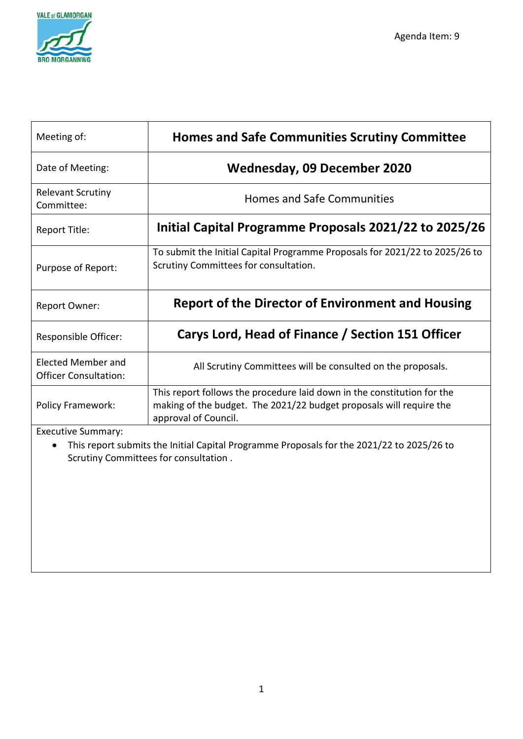Agenda Item: 9

| | |
|---|---|
| Meeting of: | **Homes and Safe Communities Scrutiny Committee** |
| Date of Meeting: | **Wednesday, 09 December 2020** |
| Relevant Scrutiny Committee: | Homes and Safe Communities |
| Report Title: | **Initial Capital Programme Proposals 2021/22 to 2025/26** |
| Purpose of Report: | To submit the Initial Capital Programme Proposals for 2021/22 to 2025/26 to Scrutiny Committees for consultation. |
| Report Owner: | **Report of the Director of Environment and Housing** |
| Responsible Officer: | **Carys Lord, Head of Finance / Section 151 Officer** |
| Elected Member and Officer Consultation: | All Scrutiny Committees will be consulted on the proposals. |
| Policy Framework: | This report follows the procedure laid down in the constitution for the making of the budget. The 2021/22 budget proposals will require the approval of Council. |

Executive Summary:

- This report submits the Initial Capital Programme Proposals for the 2021/22 to 2025/26 to Scrutiny Committees for consultation .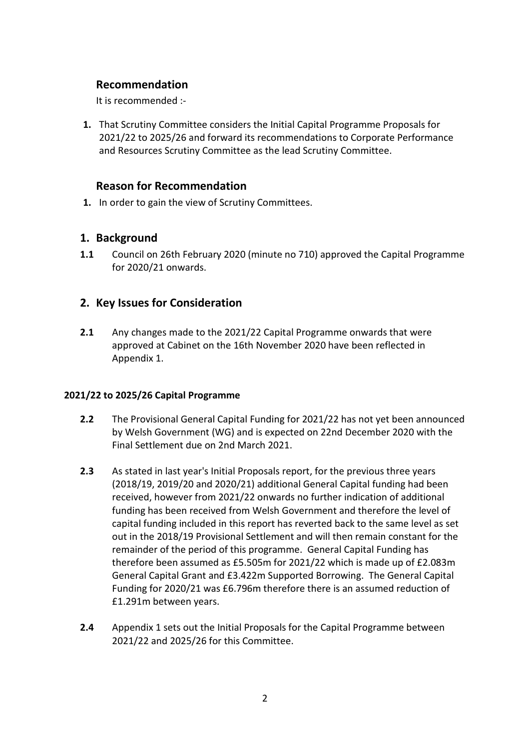## Recommendation

It is recommended :-

1. That Scrutiny Committee considers the Initial Capital Programme Proposals for 2021/22 to 2025/26 and forward its recommendations to Corporate Performance and Resources Scrutiny Committee as the lead Scrutiny Committee.

## Reason for Recommendation

1. In order to gain the view of Scrutiny Committees.

## 1. Background

**1.1** Council on 26th February 2020 (minute no 710) approved the Capital Programme for 2020/21 onwards.

## 2. Key Issues for Consideration

**2.1** Any changes made to the 2021/22 Capital Programme onwards that were approved at Cabinet on the 16th November 2020 have been reflected in Appendix 1.

#### 2021/22 to 2025/26 Capital Programme

**2.2** The Provisional General Capital Funding for 2021/22 has not yet been announced by Welsh Government (WG) and is expected on 22nd December 2020 with the Final Settlement due on 2nd March 2021.

**2.3** As stated in last year's Initial Proposals report, for the previous three years (2018/19, 2019/20 and 2020/21) additional General Capital funding had been received, however from 2021/22 onwards no further indication of additional funding has been received from Welsh Government and therefore the level of capital funding included in this report has reverted back to the same level as set out in the 2018/19 Provisional Settlement and will then remain constant for the remainder of the period of this programme. General Capital Funding has therefore been assumed as £5.505m for 2021/22 which is made up of £2.083m General Capital Grant and £3.422m Supported Borrowing. The General Capital Funding for 2020/21 was £6.796m therefore there is an assumed reduction of £1.291m between years.

**2.4** Appendix 1 sets out the Initial Proposals for the Capital Programme between 2021/22 and 2025/26 for this Committee.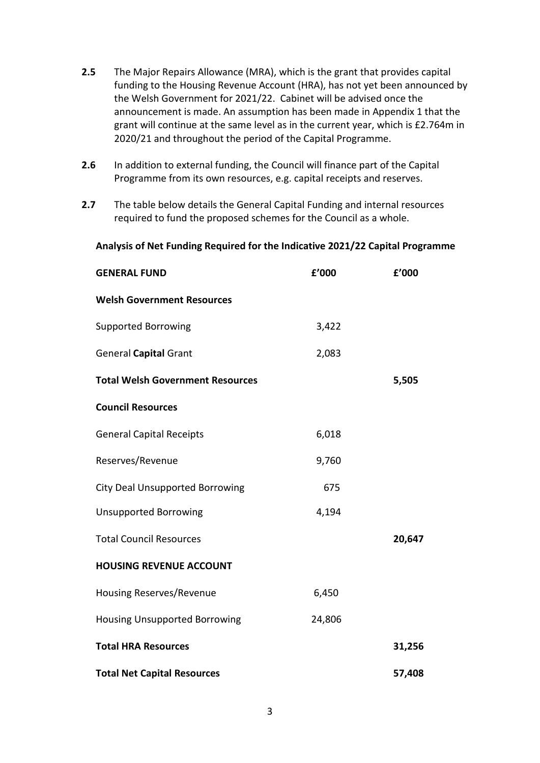**2.5** The Major Repairs Allowance (MRA), which is the grant that provides capital funding to the Housing Revenue Account (HRA), has not yet been announced by the Welsh Government for 2021/22. Cabinet will be advised once the announcement is made. An assumption has been made in Appendix 1 that the grant will continue at the same level as in the current year, which is £2.764m in 2020/21 and throughout the period of the Capital Programme.

**2.6** In addition to external funding, the Council will finance part of the Capital Programme from its own resources, e.g. capital receipts and reserves.

**2.7** The table below details the General Capital Funding and internal resources required to fund the proposed schemes for the Council as a whole.

**Analysis of Net Funding Required for the Indicative 2021/22 Capital Programme**

| **GENERAL FUND** | **£'000** | **£'000** |
|---|---|---|
| **Welsh Government Resources** | | |
| Supported Borrowing | 3,422 | |
| General **Capital** Grant | 2,083 | |
| **Total Welsh Government Resources** | | **5,505** |
| **Council Resources** | | |
| General Capital Receipts | 6,018 | |
| Reserves/Revenue | 9,760 | |
| City Deal Unsupported Borrowing | 675 | |
| Unsupported Borrowing | 4,194 | |
| Total Council Resources | | **20,647** |
| **HOUSING REVENUE ACCOUNT** | | |
| Housing Reserves/Revenue | 6,450 | |
| Housing Unsupported Borrowing | 24,806 | |
| **Total HRA Resources** | | **31,256** |
| **Total Net Capital Resources** | | **57,408** |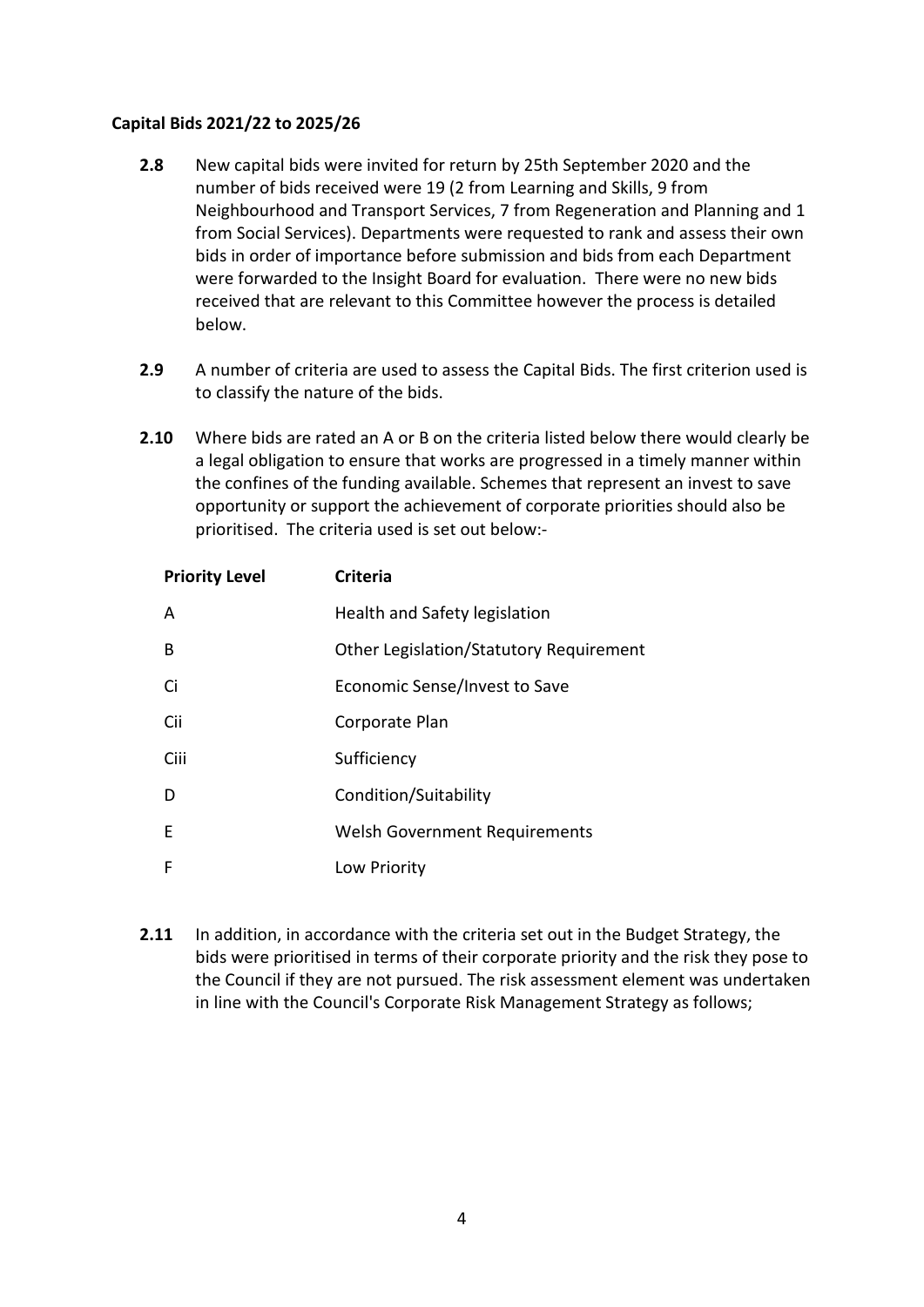**Capital Bids 2021/22 to 2025/26**

**2.8** New capital bids were invited for return by 25th September 2020 and the number of bids received were 19 (2 from Learning and Skills, 9 from Neighbourhood and Transport Services, 7 from Regeneration and Planning and 1 from Social Services). Departments were requested to rank and assess their own bids in order of importance before submission and bids from each Department were forwarded to the Insight Board for evaluation. There were no new bids received that are relevant to this Committee however the process is detailed below.

**2.9** A number of criteria are used to assess the Capital Bids. The first criterion used is to classify the nature of the bids.

**2.10** Where bids are rated an A or B on the criteria listed below there would clearly be a legal obligation to ensure that works are progressed in a timely manner within the confines of the funding available. Schemes that represent an invest to save opportunity or support the achievement of corporate priorities should also be prioritised. The criteria used is set out below:-

| **Priority Level** | **Criteria** |
|---|---|
| A | Health and Safety legislation |
| B | Other Legislation/Statutory Requirement |
| Ci | Economic Sense/Invest to Save |
| Cii | Corporate Plan |
| Ciii | Sufficiency |
| D | Condition/Suitability |
| E | Welsh Government Requirements |
| F | Low Priority |

**2.11** In addition, in accordance with the criteria set out in the Budget Strategy, the bids were prioritised in terms of their corporate priority and the risk they pose to the Council if they are not pursued. The risk assessment element was undertaken in line with the Council's Corporate Risk Management Strategy as follows;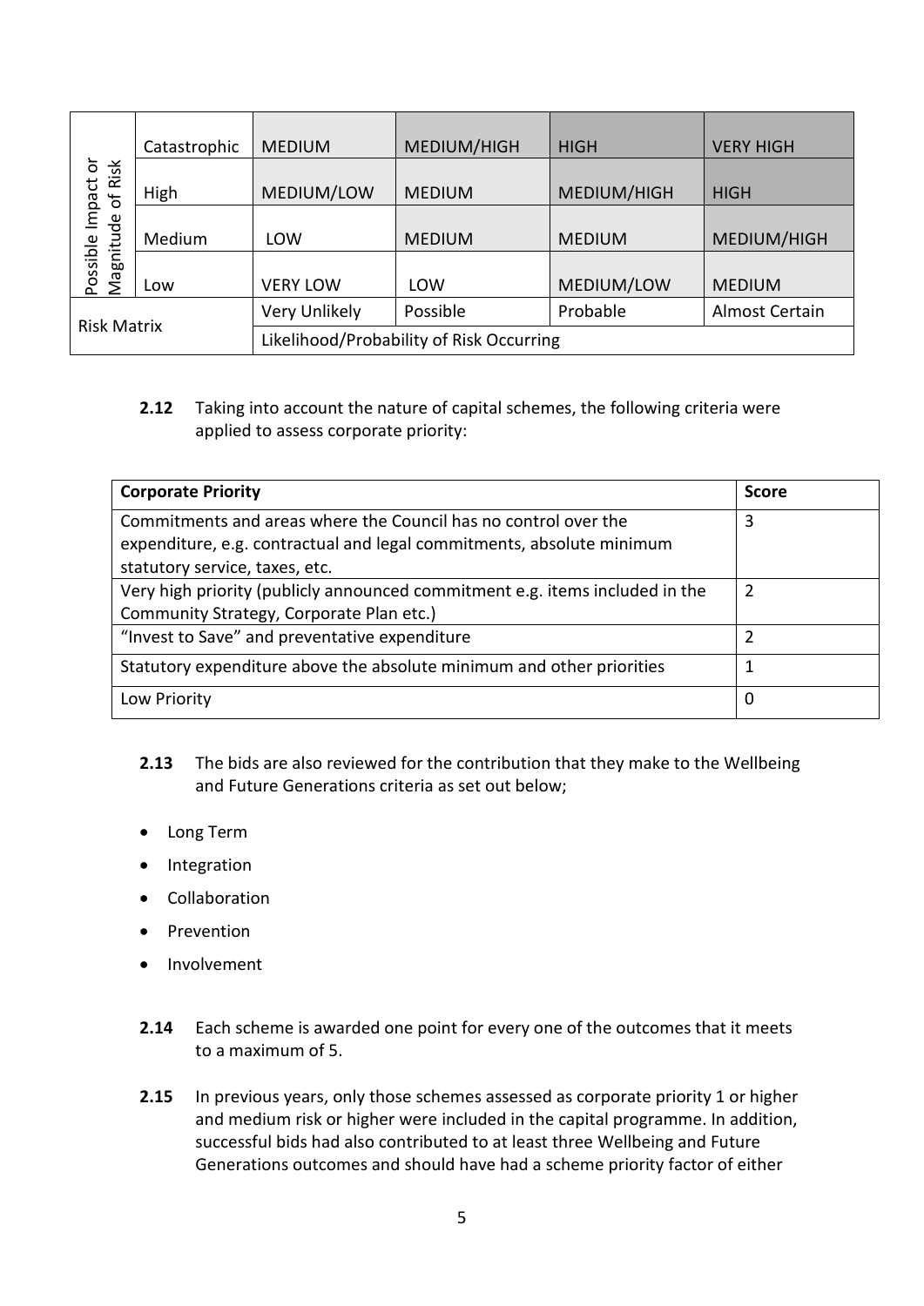| Possible Impact or Magnitude of Risk | | | | | |
|---|---|---|---|---|---|
| | Catastrophic | MEDIUM | MEDIUM/HIGH | HIGH | VERY HIGH |
| | High | MEDIUM/LOW | MEDIUM | MEDIUM/HIGH | HIGH |
| | Medium | LOW | MEDIUM | MEDIUM | MEDIUM/HIGH |
| | Low | VERY LOW | LOW | MEDIUM/LOW | MEDIUM |
| Risk Matrix | | Very Unlikely | Possible | Probable | Almost Certain |
| | | Likelihood/Probability of Risk Occurring | | | |

**2.12** Taking into account the nature of capital schemes, the following criteria were applied to assess corporate priority:

| Corporate Priority | Score |
|---|---|
| Commitments and areas where the Council has no control over the expenditure, e.g. contractual and legal commitments, absolute minimum statutory service, taxes, etc. | 3 |
| Very high priority (publicly announced commitment e.g. items included in the Community Strategy, Corporate Plan etc.) | 2 |
| "Invest to Save" and preventative expenditure | 2 |
| Statutory expenditure above the absolute minimum and other priorities | 1 |
| Low Priority | 0 |

**2.13** The bids are also reviewed for the contribution that they make to the Wellbeing and Future Generations criteria as set out below;

- Long Term
- Integration
- Collaboration
- Prevention
- Involvement

**2.14** Each scheme is awarded one point for every one of the outcomes that it meets to a maximum of 5.

**2.15** In previous years, only those schemes assessed as corporate priority 1 or higher and medium risk or higher were included in the capital programme. In addition, successful bids had also contributed to at least three Wellbeing and Future Generations outcomes and should have had a scheme priority factor of either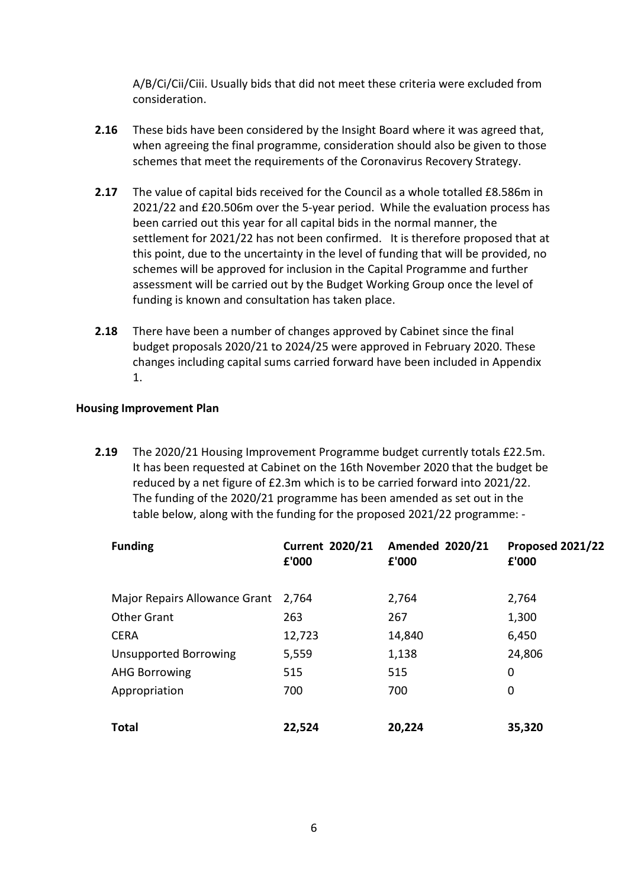A/B/Ci/Cii/Ciii. Usually bids that did not meet these criteria were excluded from consideration.

**2.16** These bids have been considered by the Insight Board where it was agreed that, when agreeing the final programme, consideration should also be given to those schemes that meet the requirements of the Coronavirus Recovery Strategy.

**2.17** The value of capital bids received for the Council as a whole totalled £8.586m in 2021/22 and £20.506m over the 5-year period. While the evaluation process has been carried out this year for all capital bids in the normal manner, the settlement for 2021/22 has not been confirmed. It is therefore proposed that at this point, due to the uncertainty in the level of funding that will be provided, no schemes will be approved for inclusion in the Capital Programme and further assessment will be carried out by the Budget Working Group once the level of funding is known and consultation has taken place.

**2.18** There have been a number of changes approved by Cabinet since the final budget proposals 2020/21 to 2024/25 were approved in February 2020. These changes including capital sums carried forward have been included in Appendix 1.

**Housing Improvement Plan**

**2.19** The 2020/21 Housing Improvement Programme budget currently totals £22.5m. It has been requested at Cabinet on the 16th November 2020 that the budget be reduced by a net figure of £2.3m which is to be carried forward into 2021/22. The funding of the 2020/21 programme has been amended as set out in the table below, along with the funding for the proposed 2021/22 programme: -

| Funding | Current 2020/21 £'000 | Amended 2020/21 £'000 | Proposed 2021/22 £'000 |
|---|---|---|---|
| Major Repairs Allowance Grant | 2,764 | 2,764 | 2,764 |
| Other Grant | 263 | 267 | 1,300 |
| CERA | 12,723 | 14,840 | 6,450 |
| Unsupported Borrowing | 5,559 | 1,138 | 24,806 |
| AHG Borrowing | 515 | 515 | 0 |
| Appropriation | 700 | 700 | 0 |
| **Total** | **22,524** | **20,224** | **35,320** |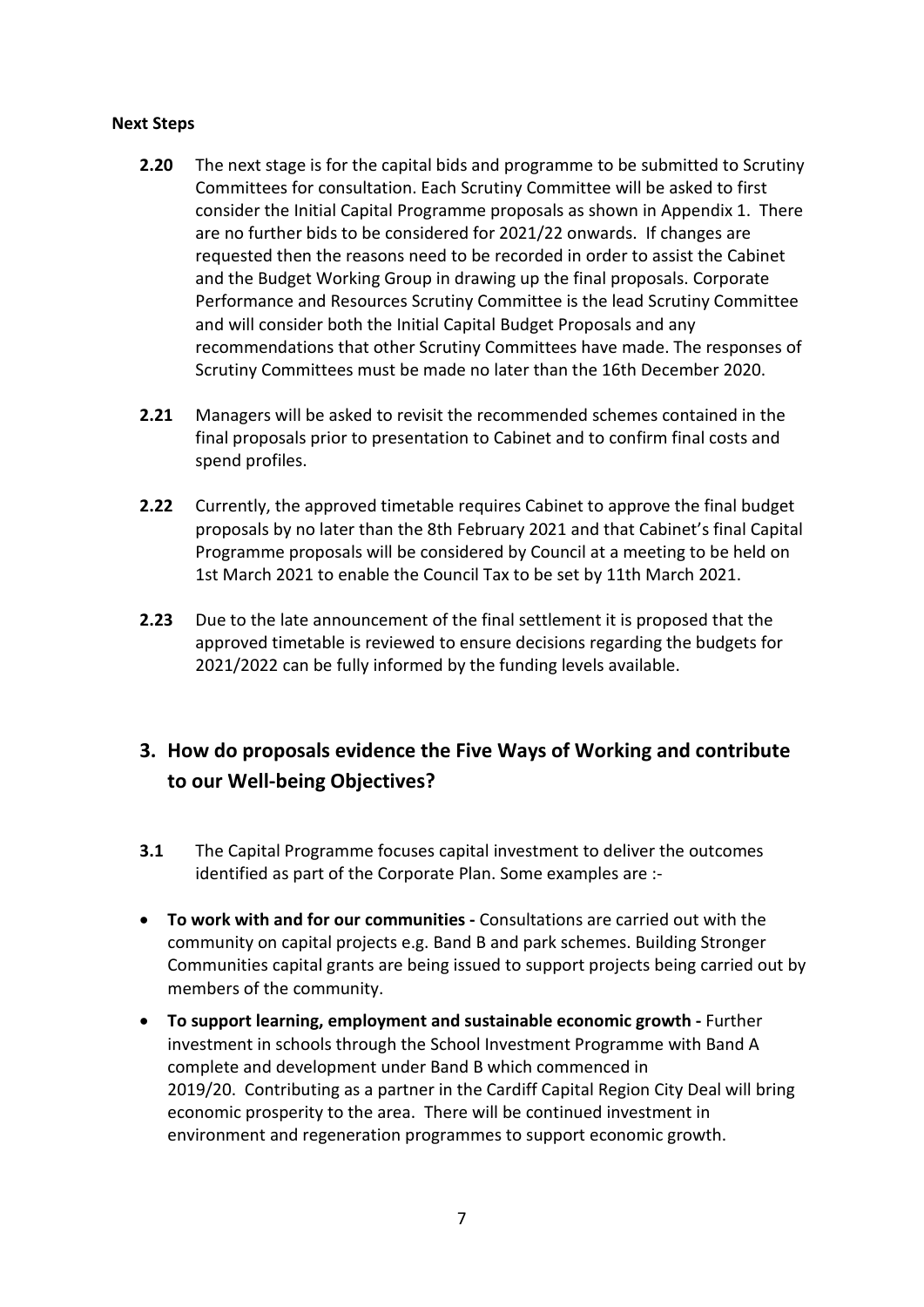**Next Steps**

**2.20** The next stage is for the capital bids and programme to be submitted to Scrutiny Committees for consultation. Each Scrutiny Committee will be asked to first consider the Initial Capital Programme proposals as shown in Appendix 1. There are no further bids to be considered for 2021/22 onwards. If changes are requested then the reasons need to be recorded in order to assist the Cabinet and the Budget Working Group in drawing up the final proposals. Corporate Performance and Resources Scrutiny Committee is the lead Scrutiny Committee and will consider both the Initial Capital Budget Proposals and any recommendations that other Scrutiny Committees have made. The responses of Scrutiny Committees must be made no later than the 16th December 2020.

**2.21** Managers will be asked to revisit the recommended schemes contained in the final proposals prior to presentation to Cabinet and to confirm final costs and spend profiles.

**2.22** Currently, the approved timetable requires Cabinet to approve the final budget proposals by no later than the 8th February 2021 and that Cabinet's final Capital Programme proposals will be considered by Council at a meeting to be held on 1st March 2021 to enable the Council Tax to be set by 11th March 2021.

**2.23** Due to the late announcement of the final settlement it is proposed that the approved timetable is reviewed to ensure decisions regarding the budgets for 2021/2022 can be fully informed by the funding levels available.

## 3. How do proposals evidence the Five Ways of Working and contribute to our Well-being Objectives?

**3.1** The Capital Programme focuses capital investment to deliver the outcomes identified as part of the Corporate Plan. Some examples are :-

- **To work with and for our communities -** Consultations are carried out with the community on capital projects e.g. Band B and park schemes. Building Stronger Communities capital grants are being issued to support projects being carried out by members of the community.
- **To support learning, employment and sustainable economic growth -** Further investment in schools through the School Investment Programme with Band A complete and development under Band B which commenced in 2019/20. Contributing as a partner in the Cardiff Capital Region City Deal will bring economic prosperity to the area. There will be continued investment in environment and regeneration programmes to support economic growth.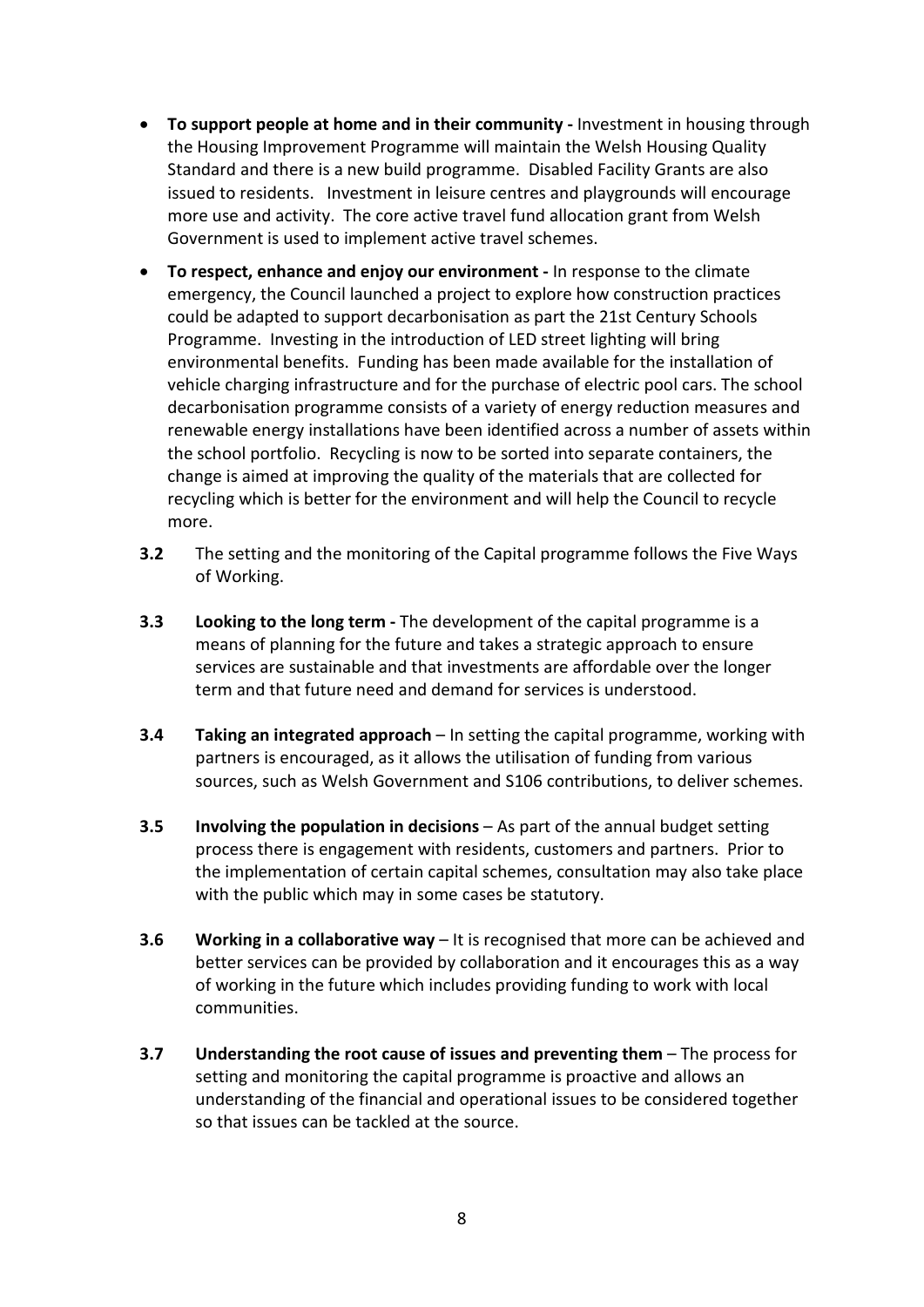- **To support people at home and in their community -** Investment in housing through the Housing Improvement Programme will maintain the Welsh Housing Quality Standard and there is a new build programme. Disabled Facility Grants are also issued to residents. Investment in leisure centres and playgrounds will encourage more use and activity. The core active travel fund allocation grant from Welsh Government is used to implement active travel schemes.
- **To respect, enhance and enjoy our environment -** In response to the climate emergency, the Council launched a project to explore how construction practices could be adapted to support decarbonisation as part the 21st Century Schools Programme. Investing in the introduction of LED street lighting will bring environmental benefits. Funding has been made available for the installation of vehicle charging infrastructure and for the purchase of electric pool cars. The school decarbonisation programme consists of a variety of energy reduction measures and renewable energy installations have been identified across a number of assets within the school portfolio. Recycling is now to be sorted into separate containers, the change is aimed at improving the quality of the materials that are collected for recycling which is better for the environment and will help the Council to recycle more.

**3.2** The setting and the monitoring of the Capital programme follows the Five Ways of Working.

**3.3** **Looking to the long term -** The development of the capital programme is a means of planning for the future and takes a strategic approach to ensure services are sustainable and that investments are affordable over the longer term and that future need and demand for services is understood.

**3.4** **Taking an integrated approach** – In setting the capital programme, working with partners is encouraged, as it allows the utilisation of funding from various sources, such as Welsh Government and S106 contributions, to deliver schemes.

**3.5** **Involving the population in decisions** – As part of the annual budget setting process there is engagement with residents, customers and partners. Prior to the implementation of certain capital schemes, consultation may also take place with the public which may in some cases be statutory.

**3.6** **Working in a collaborative way** – It is recognised that more can be achieved and better services can be provided by collaboration and it encourages this as a way of working in the future which includes providing funding to work with local communities.

**3.7** **Understanding the root cause of issues and preventing them** – The process for setting and monitoring the capital programme is proactive and allows an understanding of the financial and operational issues to be considered together so that issues can be tackled at the source.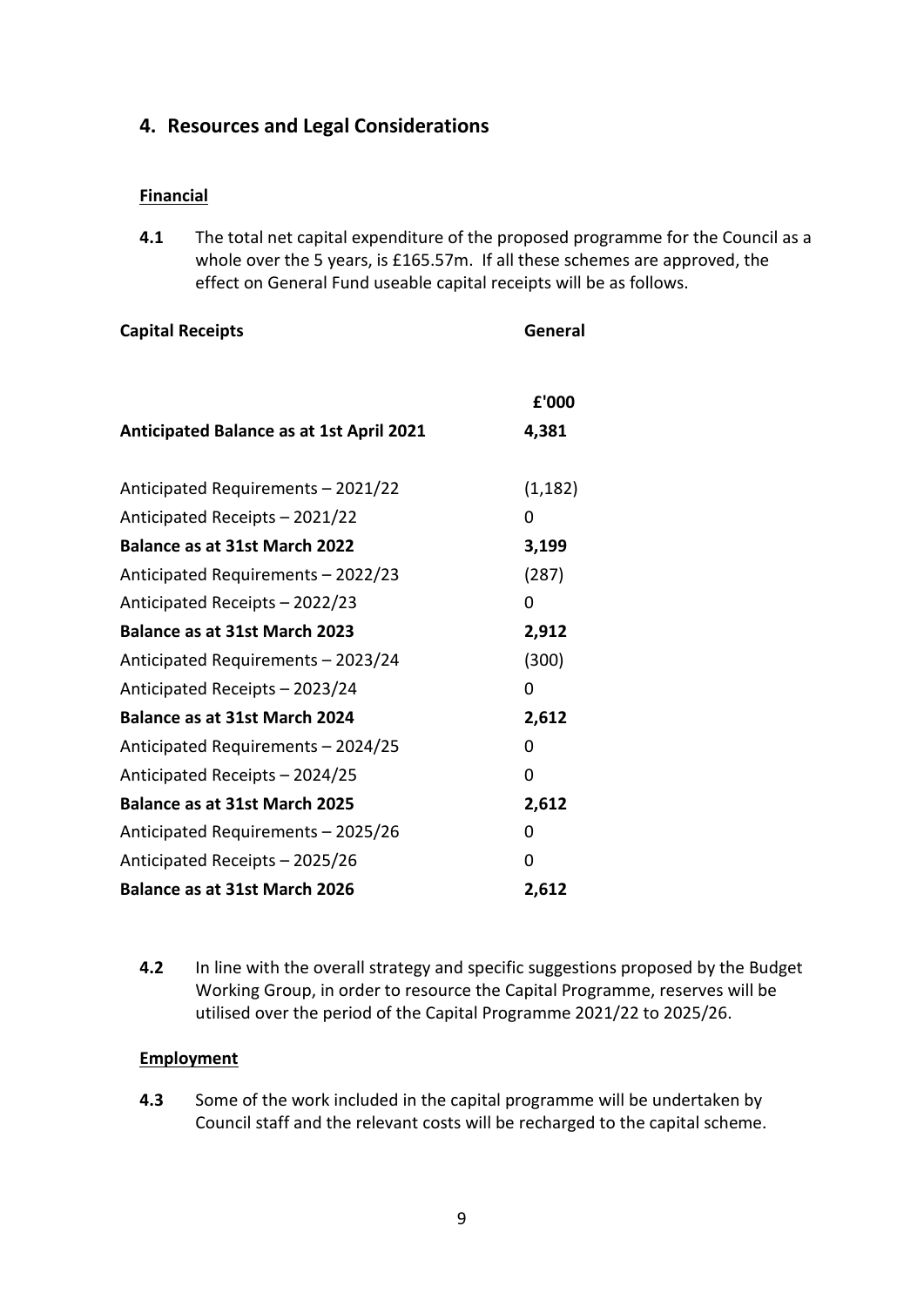## 4. Resources and Legal Considerations

### Financial

**4.1** The total net capital expenditure of the proposed programme for the Council as a whole over the 5 years, is £165.57m. If all these schemes are approved, the effect on General Fund useable capital receipts will be as follows.

| Capital Receipts | General |
|---|---|
| | £'000 |
| **Anticipated Balance as at 1st April 2021** | **4,381** |
| Anticipated Requirements – 2021/22 | (1,182) |
| Anticipated Receipts – 2021/22 | 0 |
| **Balance as at 31st March 2022** | **3,199** |
| Anticipated Requirements – 2022/23 | (287) |
| Anticipated Receipts – 2022/23 | 0 |
| **Balance as at 31st March 2023** | **2,912** |
| Anticipated Requirements – 2023/24 | (300) |
| Anticipated Receipts – 2023/24 | 0 |
| **Balance as at 31st March 2024** | **2,612** |
| Anticipated Requirements – 2024/25 | 0 |
| Anticipated Receipts – 2024/25 | 0 |
| **Balance as at 31st March 2025** | **2,612** |
| Anticipated Requirements – 2025/26 | 0 |
| Anticipated Receipts – 2025/26 | 0 |
| **Balance as at 31st March 2026** | **2,612** |

**4.2** In line with the overall strategy and specific suggestions proposed by the Budget Working Group, in order to resource the Capital Programme, reserves will be utilised over the period of the Capital Programme 2021/22 to 2025/26.

### Employment

**4.3** Some of the work included in the capital programme will be undertaken by Council staff and the relevant costs will be recharged to the capital scheme.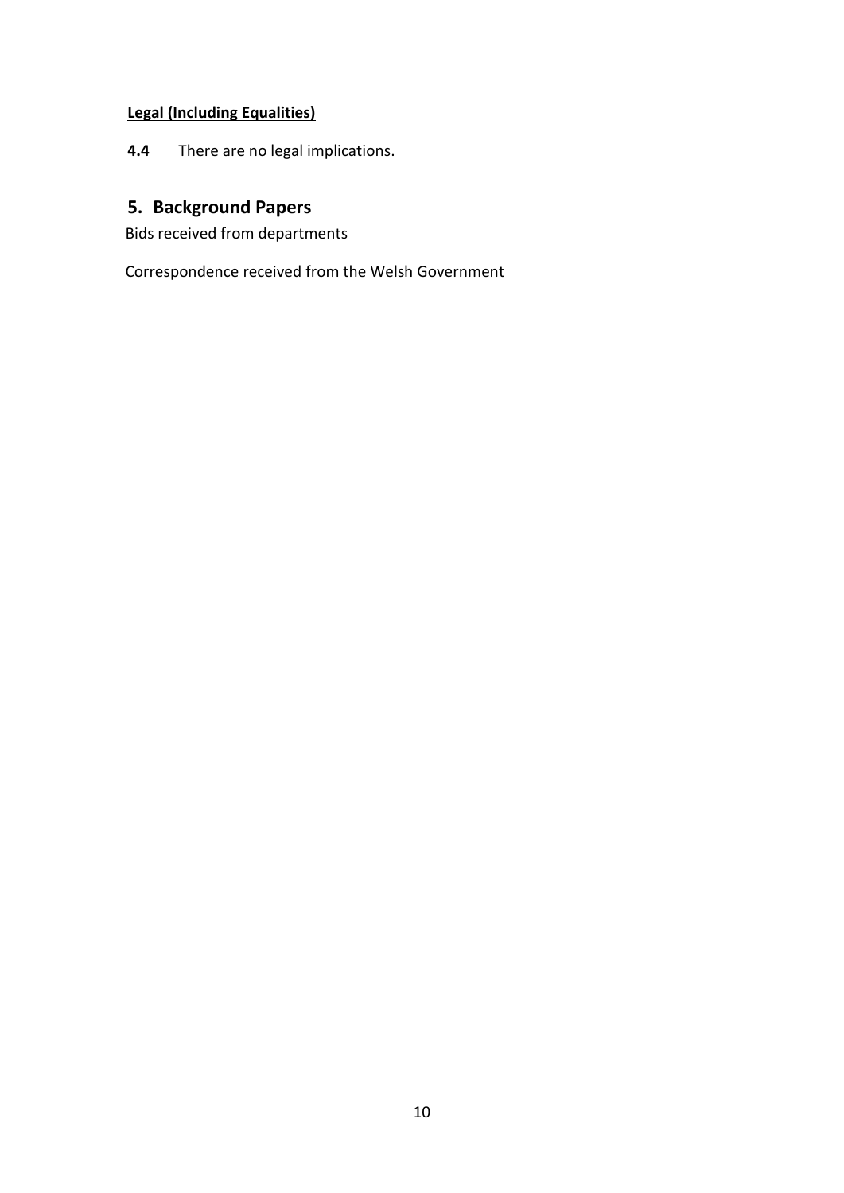**Legal (Including Equalities)**

**4.4** There are no legal implications.

## 5. Background Papers

Bids received from departments

Correspondence received from the Welsh Government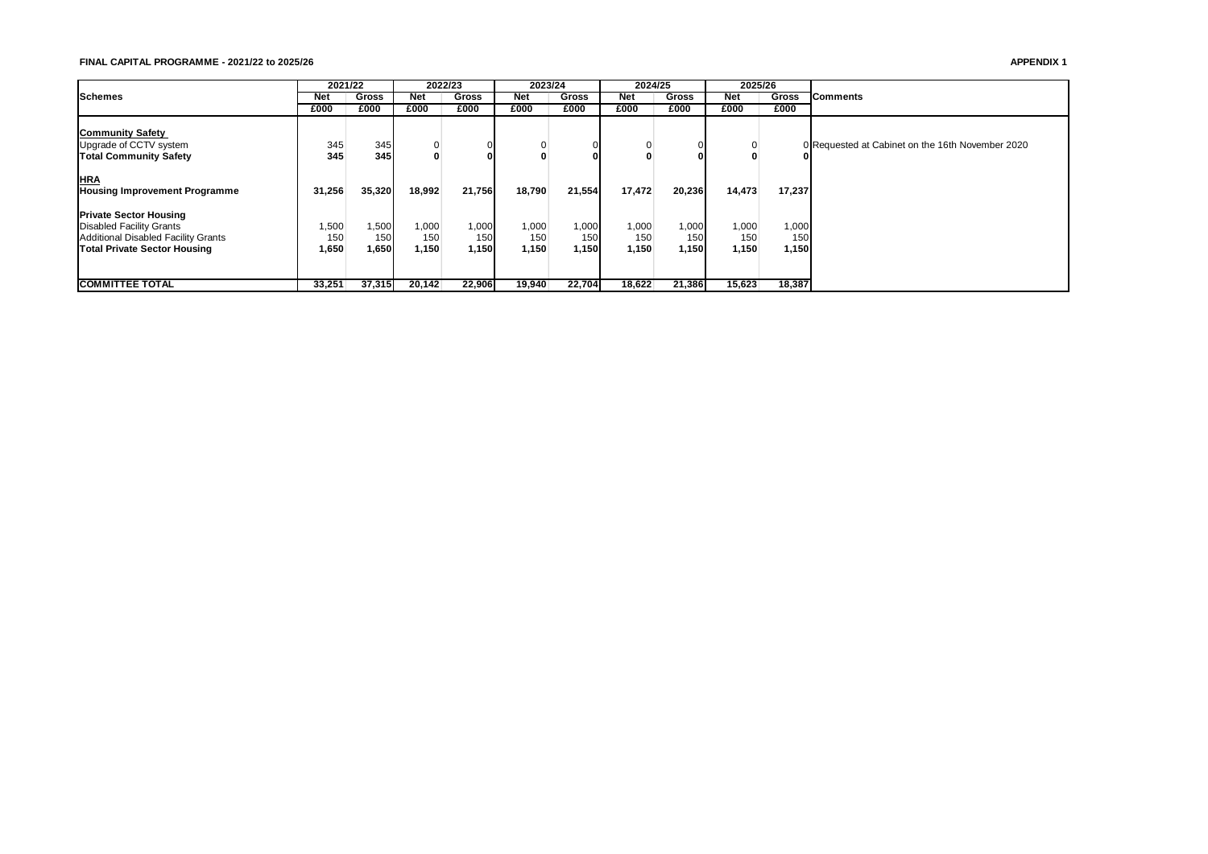**FINAL CAPITAL PROGRAMME - 2021/22 to 2025/26**

**APPENDIX 1**

| Schemes | 2021/22 | | 2022/23 | | 2023/24 | | 2024/25 | | 2025/26 | | Comments |
|---|---|---|---|---|---|---|---|---|---|---|---|
| | Net | Gross | Net | Gross | Net | Gross | Net | Gross | Net | Gross | |
| | £000 | £000 | £000 | £000 | £000 | £000 | £000 | £000 | £000 | £000 | |
| **Community Safety** | | | | | | | | | | | |
| Upgrade of CCTV system | 345 | 345 | 0 | 0 | 0 | 0 | 0 | 0 | 0 | 0 | Requested at Cabinet on the 16th November 2020 |
| **Total Community Safety** | **345** | **345** | **0** | **0** | **0** | **0** | **0** | **0** | **0** | **0** | |
| **HRA** | | | | | | | | | | | |
| **Housing Improvement Programme** | **31,256** | **35,320** | **18,992** | **21,756** | **18,790** | **21,554** | **17,472** | **20,236** | **14,473** | **17,237** | |
| **Private Sector Housing** | | | | | | | | | | | |
| Disabled Facility Grants | 1,500 | 1,500 | 1,000 | 1,000 | 1,000 | 1,000 | 1,000 | 1,000 | 1,000 | 1,000 | |
| Additional Disabled Facility Grants | 150 | 150 | 150 | 150 | 150 | 150 | 150 | 150 | 150 | 150 | |
| **Total Private Sector Housing** | **1,650** | **1,650** | **1,150** | **1,150** | **1,150** | **1,150** | **1,150** | **1,150** | **1,150** | **1,150** | |
| **COMMITTEE TOTAL** | **33,251** | **37,315** | **20,142** | **22,906** | **19,940** | **22,704** | **18,622** | **21,386** | **15,623** | **18,387** | |